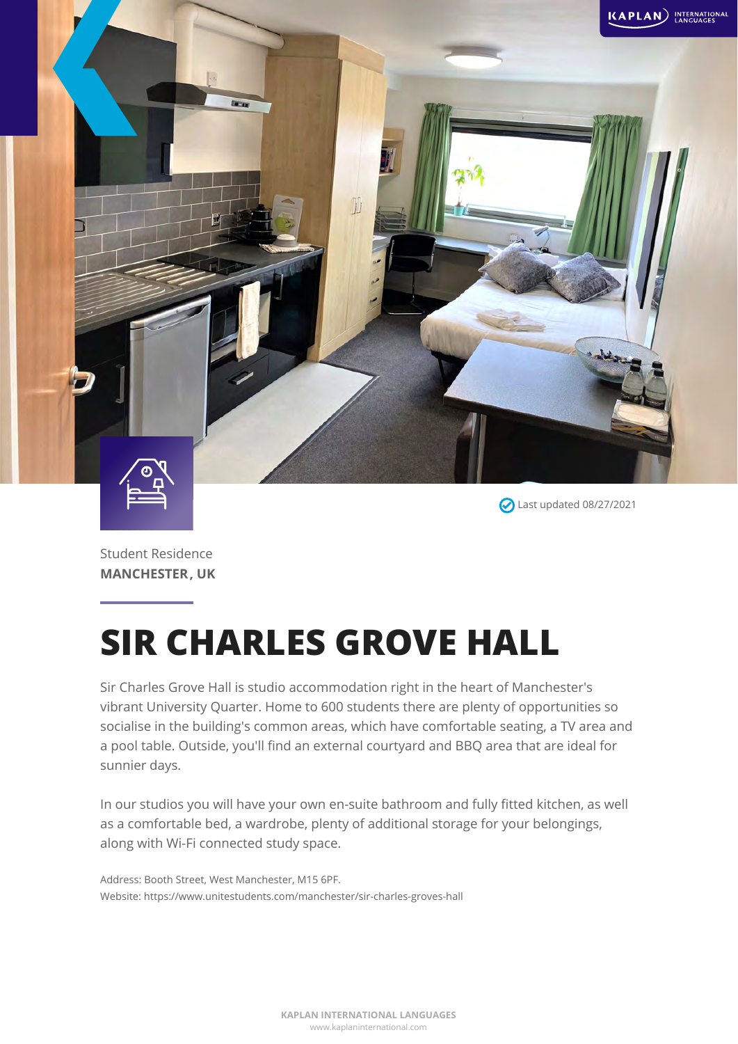Last updated 08/27/2021

Student Residence
**MANCHESTER, UK**

# SIR CHARLES GROVE HALL

Sir Charles Grove Hall is studio accommodation right in the heart of Manchester's vibrant University Quarter. Home to 600 students there are plenty of opportunities so socialise in the building's common areas, which have comfortable seating, a TV area and a pool table. Outside, you'll find an external courtyard and BBQ area that are ideal for sunnier days.

In our studios you will have your own en-suite bathroom and fully fitted kitchen, as well as a comfortable bed, a wardrobe, plenty of additional storage for your belongings, along with Wi-Fi connected study space.

Address: Booth Street, West Manchester, M15 6PF.
Website: https://www.unitestudents.com/manchester/sir-charles-groves-hall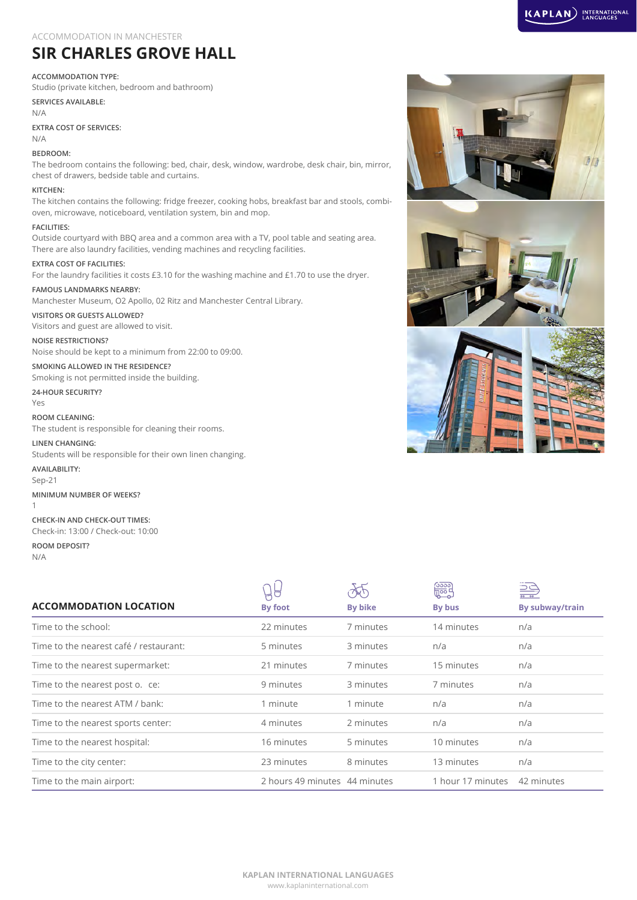ACCOMMODATION IN MANCHESTER

# SIR CHARLES GROVE HALL

**ACCOMMODATION TYPE:**
Studio (private kitchen, bedroom and bathroom)

**SERVICES AVAILABLE:**
N/A

**EXTRA COST OF SERVICES:**
N/A

**BEDROOM:**
The bedroom contains the following: bed, chair, desk, window, wardrobe, desk chair, bin, mirror, chest of drawers, bedside table and curtains.

**KITCHEN:**
The kitchen contains the following: fridge freezer, cooking hobs, breakfast bar and stools, combi-oven, microwave, noticeboard, ventilation system, bin and mop.

**FACILITIES:**
Outside courtyard with BBQ area and a common area with a TV, pool table and seating area. There are also laundry facilities, vending machines and recycling facilities.

**EXTRA COST OF FACILITIES:**
For the laundry facilities it costs £3.10 for the washing machine and £1.70 to use the dryer.

**FAMOUS LANDMARKS NEARBY:**
Manchester Museum, O2 Apollo, 02 Ritz and Manchester Central Library.

**VISITORS OR GUESTS ALLOWED?**
Visitors and guest are allowed to visit.

**NOISE RESTRICTIONS?**
Noise should be kept to a minimum from 22:00 to 09:00.

**SMOKING ALLOWED IN THE RESIDENCE?**
Smoking is not permitted inside the building.

**24-HOUR SECURITY?**
Yes

**ROOM CLEANING:**
The student is responsible for cleaning their rooms.

**LINEN CHANGING:**
Students will be responsible for their own linen changing.

**AVAILABILITY:**
Sep-21

**MINIMUM NUMBER OF WEEKS?**
1

**CHECK-IN AND CHECK-OUT TIMES:**
Check-in: 13:00 / Check-out: 10:00

**ROOM DEPOSIT?**
N/A

| ACCOMMODATION LOCATION | By foot | By bike | By bus | By subway/train |
|---|---|---|---|---|
| Time to the school: | 22 minutes | 7 minutes | 14 minutes | n/a |
| Time to the nearest café / restaurant: | 5 minutes | 3 minutes | n/a | n/a |
| Time to the nearest supermarket: | 21 minutes | 7 minutes | 15 minutes | n/a |
| Time to the nearest post o. ce: | 9 minutes | 3 minutes | 7 minutes | n/a |
| Time to the nearest ATM / bank: | 1 minute | 1 minute | n/a | n/a |
| Time to the nearest sports center: | 4 minutes | 2 minutes | n/a | n/a |
| Time to the nearest hospital: | 16 minutes | 5 minutes | 10 minutes | n/a |
| Time to the city center: | 23 minutes | 8 minutes | 13 minutes | n/a |
| Time to the main airport: | 2 hours 49 minutes | 44 minutes | 1 hour 17 minutes | 42 minutes |